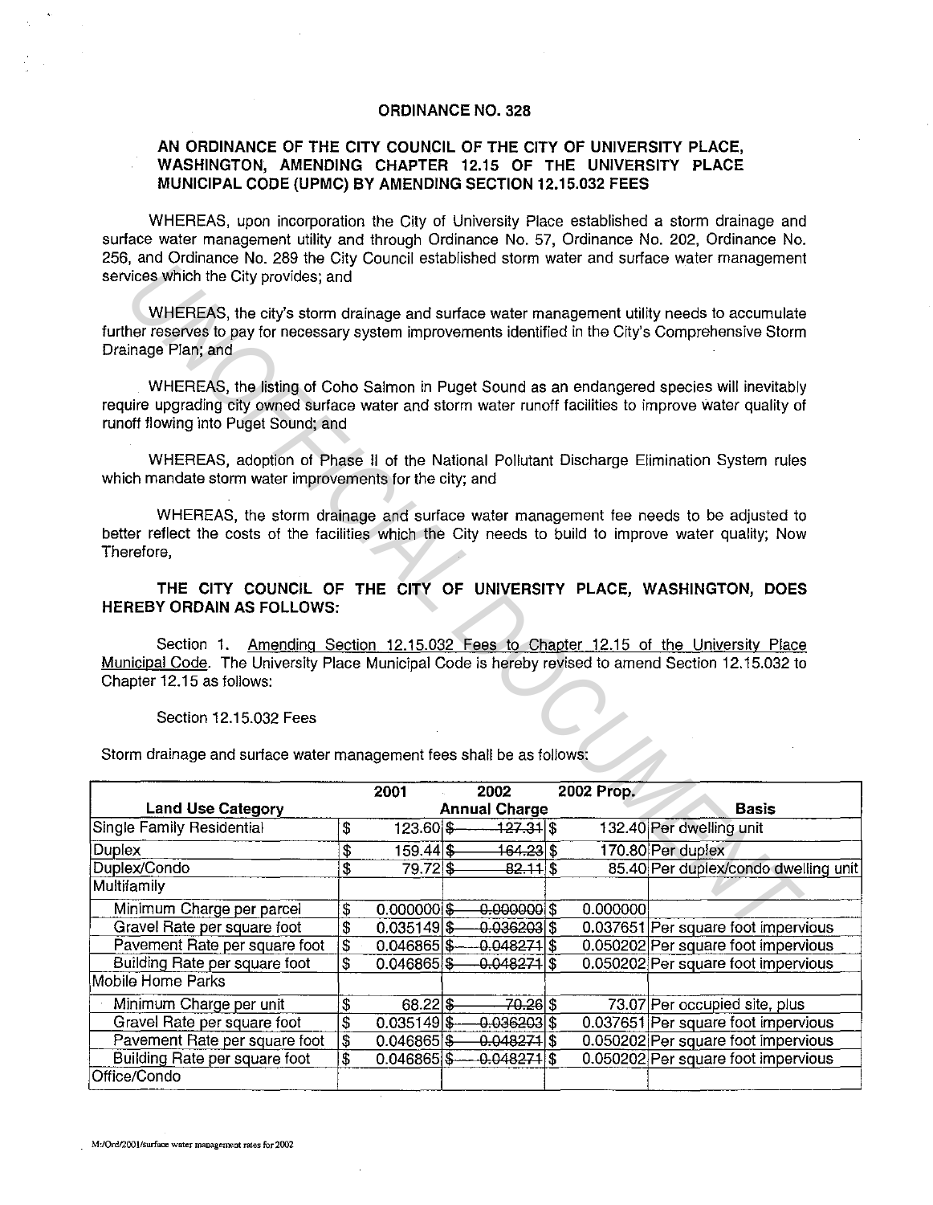# ORDINANCE NO. 328

## AN ORDINANCE OF THE CITY COUNCIL OF THE CITY OF UNIVERSITY PLACE, WASHINGTON, AMENDING CHAPTER 12.15 OF THE UNIVERSITY PLACE MUNICIPAL CODE (UPMC) BY AMENDING SECTION 12.15.032 FEES

WHEREAS, upon incorporation the City of University Place established a storm drainage and surface water management utility and through Ordinance No. 57, Ordinance No. 202, Ordinance No. 256, and Ordinance No. 289 the City Council established storm water and surface water management services which the City provides; and

WHEREAS, the city's storm drainage and surface water management utility needs to accumulate further reserves to pay for necessary system improvements identified in the City's Comprehensive Storm Drainage Plan; and

WHEREAS, the listing of Coho Salmon in Puget Sound as an endangered species will inevitably require upgrading city owned surface water and storm water runoff facilities to improve water quality of runoff flowing into Puget Sound; and

WHEREAS, adoption of Phase II of the National Pollutant Discharge Elimination System rules which mandate storm water improvements for the city; and

WHEREAS, the storm drainage and surface water management fee needs to be adjusted to better reflect the costs of the facilities which the City needs to build to improve water quality; Now Therefore,

**THE CITY COUNCIL OF THE CITY OF UNIVERSITY PLACE, WASHINGTON, DOES HEREBY ORDAIN AS FOLLOWS:**

Section 1. Amending Section 12.15.032 Fees to Chapter 12.15 of the University Place Municipal Code. The University Place Municipal Code is hereby revised to amend Section 12.15.032 to Chapter 12.15 as follows:

Section 12.15.032 Fees

Storm drainage and surface water management fees shall be as follows:

| Land Use Category | 2001 | 2002 | 2002 Prop. | Basis |
|---|---|---|---|---|
| | Annual Charge | | | |
| Single Family Residential | $ 123.60 | ~~$ 127.31~~ | $ 132.40 | Per dwelling unit |
| Duplex | $ 159.44 | ~~$ 164.23~~ | $ 170.80 | Per duplex |
| Duplex/Condo | $ 79.72 | ~~$ 82.11~~ | $ 85.40 | Per duplex/condo dwelling unit |
| Multifamily | | | | |
| Minimum Charge per parcel | $ 0.000000 | ~~$ 0.000000~~ | $ 0.000000 | |
| Gravel Rate per square foot | $ 0.035149 | ~~$ 0.036203~~ | $ 0.037651 | Per square foot impervious |
| Pavement Rate per square foot | $ 0.046865 | ~~$ 0.048271~~ | $ 0.050202 | Per square foot impervious |
| Building Rate per square foot | $ 0.046865 | ~~$ 0.048271~~ | $ 0.050202 | Per square foot impervious |
| Mobile Home Parks | | | | |
| Minimum Charge per unit | $ 68.22 | ~~$ 70.26~~ | $ 73.07 | Per occupied site, plus |
| Gravel Rate per square foot | $ 0.035149 | ~~$ 0.036203~~ | $ 0.037651 | Per square foot impervious |
| Pavement Rate per square foot | $ 0.046865 | ~~$ 0.048271~~ | $ 0.050202 | Per square foot impervious |
| Building Rate per square foot | $ 0.046865 | ~~$ 0.048271~~ | $ 0.050202 | Per square foot impervious |
| Office/Condo | | | | |

M:/Ord/2001/surface water management rates for 2002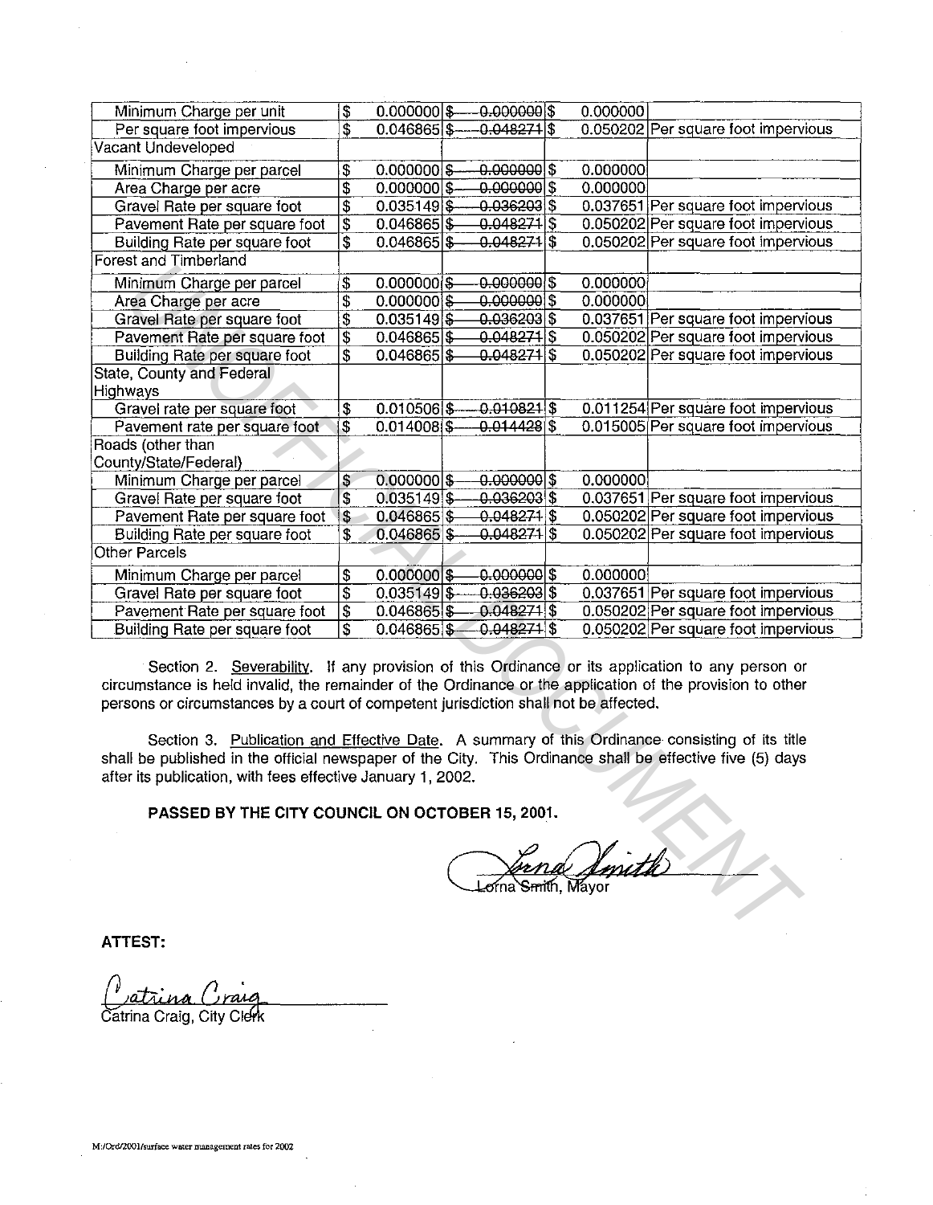| | | | | | | | |
|---|---|---|---|---|---|---|---|
| Minimum Charge per unit | $ | 0.000000 | $ | ~~0.000000~~ | $ | 0.000000 | |
| Per square foot impervious | $ | 0.046865 | $ | ~~0.048271~~ | $ | 0.050202 | Per square foot impervious |
| Vacant Undeveloped | | | | | | | |
| Minimum Charge per parcel | $ | 0.000000 | $ | ~~0.000000~~ | $ | 0.000000 | |
| Area Charge per acre | $ | 0.000000 | $ | ~~0.000000~~ | $ | 0.000000 | |
| Gravel Rate per square foot | $ | 0.035149 | $ | ~~0.036203~~ | $ | 0.037651 | Per square foot impervious |
| Pavement Rate per square foot | $ | 0.046865 | $ | ~~0.048271~~ | $ | 0.050202 | Per square foot impervious |
| Building Rate per square foot | $ | 0.046865 | $ | ~~0.048271~~ | $ | 0.050202 | Per square foot impervious |
| Forest and Timberland | | | | | | | |
| Minimum Charge per parcel | $ | 0.000000 | $ | ~~0.000000~~ | $ | 0.000000 | |
| Area Charge per acre | $ | 0.000000 | $ | ~~0.000000~~ | $ | 0.000000 | |
| Gravel Rate per square foot | $ | 0.035149 | $ | ~~0.036203~~ | $ | 0.037651 | Per square foot impervious |
| Pavement Rate per square foot | $ | 0.046865 | $ | ~~0.048271~~ | $ | 0.050202 | Per square foot impervious |
| Building Rate per square foot | $ | 0.046865 | $ | ~~0.048271~~ | $ | 0.050202 | Per square foot impervious |
| State, County and Federal Highways | | | | | | | |
| Gravel rate per square foot | $ | 0.010506 | $ | ~~0.010821~~ | $ | 0.011254 | Per square foot impervious |
| Pavement rate per square foot | $ | 0.014008 | $ | ~~0.014428~~ | $ | 0.015005 | Per square foot impervious |
| Roads (other than County/State/Federal) | | | | | | | |
| Minimum Charge per parcel | $ | 0.000000 | $ | ~~0.000000~~ | $ | 0.000000 | |
| Gravel Rate per square foot | $ | 0.035149 | $ | ~~0.036203~~ | $ | 0.037651 | Per square foot impervious |
| Pavement Rate per square foot | $ | 0.046865 | $ | ~~0.048271~~ | $ | 0.050202 | Per square foot impervious |
| Building Rate per square foot | $ | 0.046865 | $ | ~~0.048271~~ | $ | 0.050202 | Per square foot impervious |
| Other Parcels | | | | | | | |
| Minimum Charge per parcel | $ | 0.000000 | $ | ~~0.000000~~ | $ | 0.000000 | |
| Gravel Rate per square foot | $ | 0.035149 | $ | ~~0.036203~~ | $ | 0.037651 | Per square foot impervious |
| Pavement Rate per square foot | $ | 0.046865 | $ | ~~0.048271~~ | $ | 0.050202 | Per square foot impervious |
| Building Rate per square foot | $ | 0.046865 | $ | ~~0.048271~~ | $ | 0.050202 | Per square foot impervious |

Section 2. Severability. If any provision of this Ordinance or its application to any person or circumstance is held invalid, the remainder of the Ordinance or the application of the provision to other persons or circumstances by a court of competent jurisdiction shall not be affected.

Section 3. Publication and Effective Date. A summary of this Ordinance consisting of its title shall be published in the official newspaper of the City. This Ordinance shall be effective five (5) days after its publication, with fees effective January 1, 2002.

**PASSED BY THE CITY COUNCIL ON OCTOBER 15, 2001.**

Lorna Smith, Mayor

**ATTEST:**

Catrina Craig, City Clerk

M:/Ord/2001/surface water management rates for 2002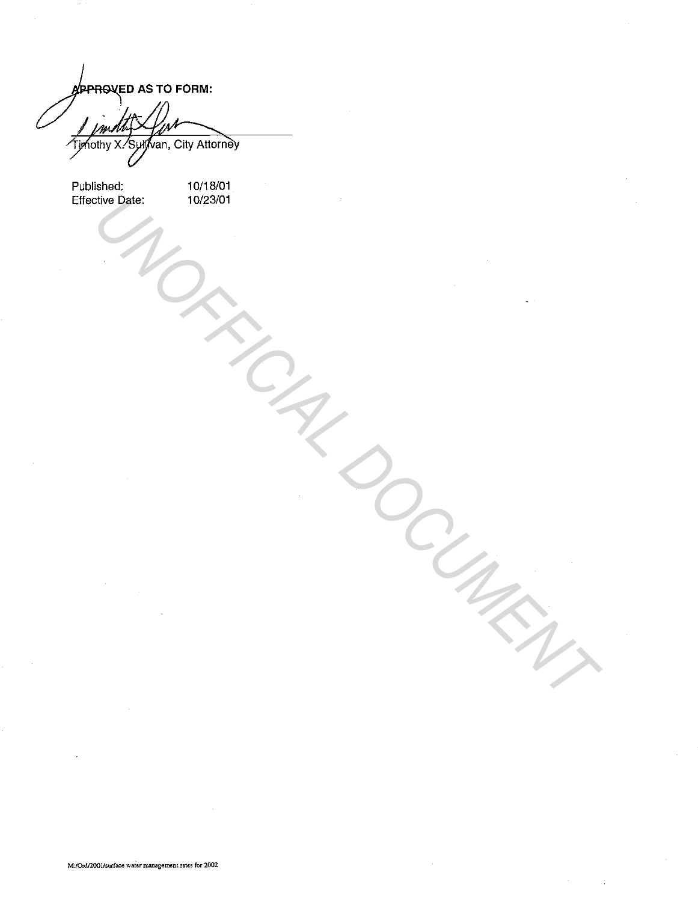**APPROVED AS TO FORM:**

Timothy X. Sullivan, City Attorney

| | |
|---|---|
| Published: | 10/18/01 |
| Effective Date: | 10/23/01 |

UNOFFICIAL DOCUMENT

M:/Ord/2001/surface water management rates for 2002